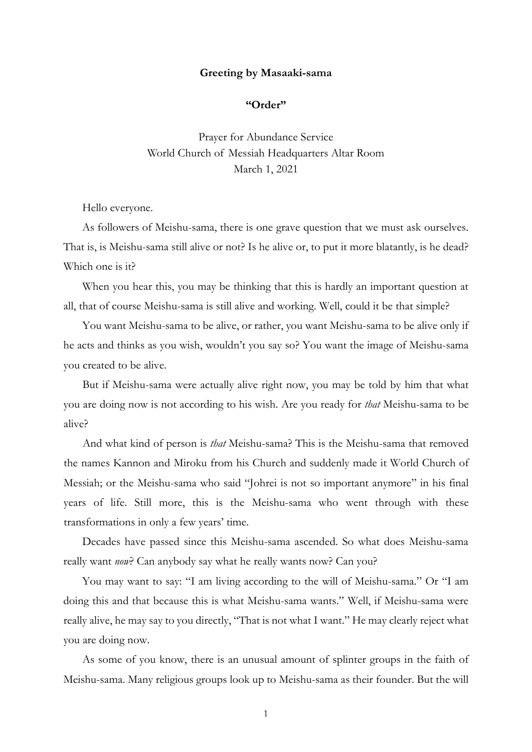**Greeting by Masaaki-sama**

**"Order"**

Prayer for Abundance Service
World Church of Messiah Headquarters Altar Room
March 1, 2021

Hello everyone.

As followers of Meishu-sama, there is one grave question that we must ask ourselves. That is, is Meishu-sama still alive or not? Is he alive or, to put it more blatantly, is he dead? Which one is it?

When you hear this, you may be thinking that this is hardly an important question at all, that of course Meishu-sama is still alive and working. Well, could it be that simple?

You want Meishu-sama to be alive, or rather, you want Meishu-sama to be alive only if he acts and thinks as you wish, wouldn't you say so? You want the image of Meishu-sama you created to be alive.

But if Meishu-sama were actually alive right now, you may be told by him that what you are doing now is not according to his wish. Are you ready for *that* Meishu-sama to be alive?

And what kind of person is *that* Meishu-sama? This is the Meishu-sama that removed the names Kannon and Miroku from his Church and suddenly made it World Church of Messiah; or the Meishu-sama who said "Johrei is not so important anymore" in his final years of life. Still more, this is the Meishu-sama who went through with these transformations in only a few years' time.

Decades have passed since this Meishu-sama ascended. So what does Meishu-sama really want *now*? Can anybody say what he really wants now? Can you?

You may want to say: "I am living according to the will of Meishu-sama." Or "I am doing this and that because this is what Meishu-sama wants." Well, if Meishu-sama were really alive, he may say to you directly, "That is not what I want." He may clearly reject what you are doing now.

As some of you know, there is an unusual amount of splinter groups in the faith of Meishu-sama. Many religious groups look up to Meishu-sama as their founder. But the will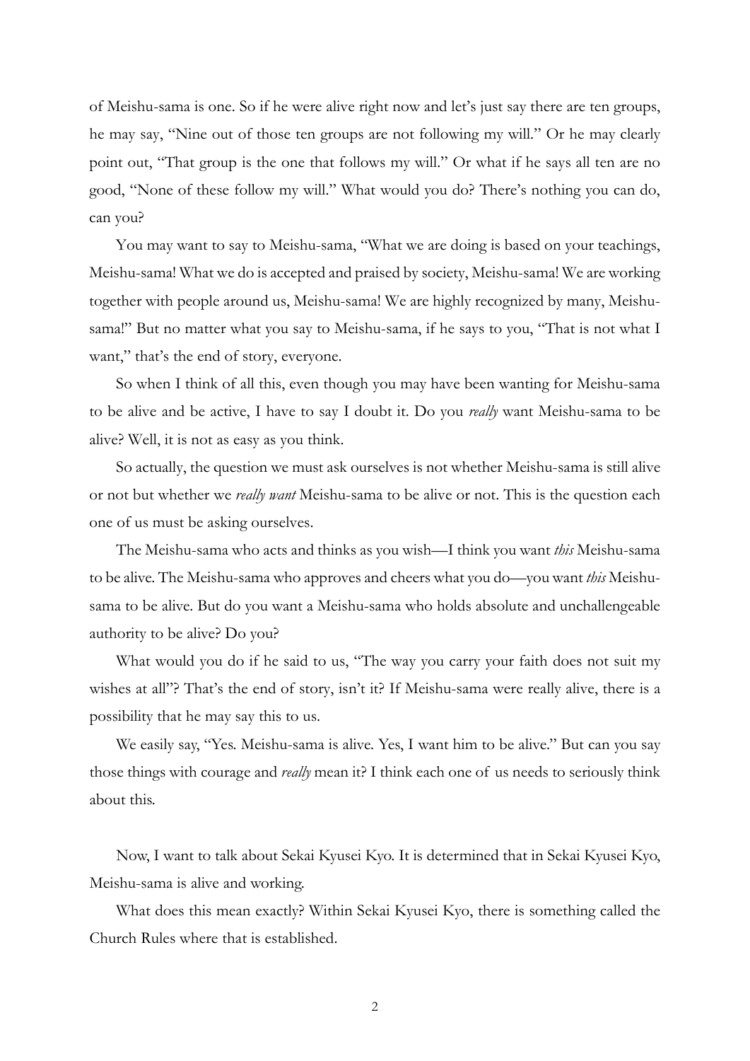of Meishu-sama is one. So if he were alive right now and let's just say there are ten groups, he may say, "Nine out of those ten groups are not following my will." Or he may clearly point out, "That group is the one that follows my will." Or what if he says all ten are no good, "None of these follow my will." What would you do? There's nothing you can do, can you?

You may want to say to Meishu-sama, "What we are doing is based on your teachings, Meishu-sama! What we do is accepted and praised by society, Meishu-sama! We are working together with people around us, Meishu-sama! We are highly recognized by many, Meishu-sama!" But no matter what you say to Meishu-sama, if he says to you, "That is not what I want," that's the end of story, everyone.

So when I think of all this, even though you may have been wanting for Meishu-sama to be alive and be active, I have to say I doubt it. Do you *really* want Meishu-sama to be alive? Well, it is not as easy as you think.

So actually, the question we must ask ourselves is not whether Meishu-sama is still alive or not but whether we *really want* Meishu-sama to be alive or not. This is the question each one of us must be asking ourselves.

The Meishu-sama who acts and thinks as you wish—I think you want *this* Meishu-sama to be alive. The Meishu-sama who approves and cheers what you do—you want *this* Meishu-sama to be alive. But do you want a Meishu-sama who holds absolute and unchallengeable authority to be alive? Do you?

What would you do if he said to us, "The way you carry your faith does not suit my wishes at all"? That's the end of story, isn't it? If Meishu-sama were really alive, there is a possibility that he may say this to us.

We easily say, "Yes. Meishu-sama is alive. Yes, I want him to be alive." But can you say those things with courage and *really* mean it? I think each one of us needs to seriously think about this.

Now, I want to talk about Sekai Kyusei Kyo. It is determined that in Sekai Kyusei Kyo, Meishu-sama is alive and working.

What does this mean exactly? Within Sekai Kyusei Kyo, there is something called the Church Rules where that is established.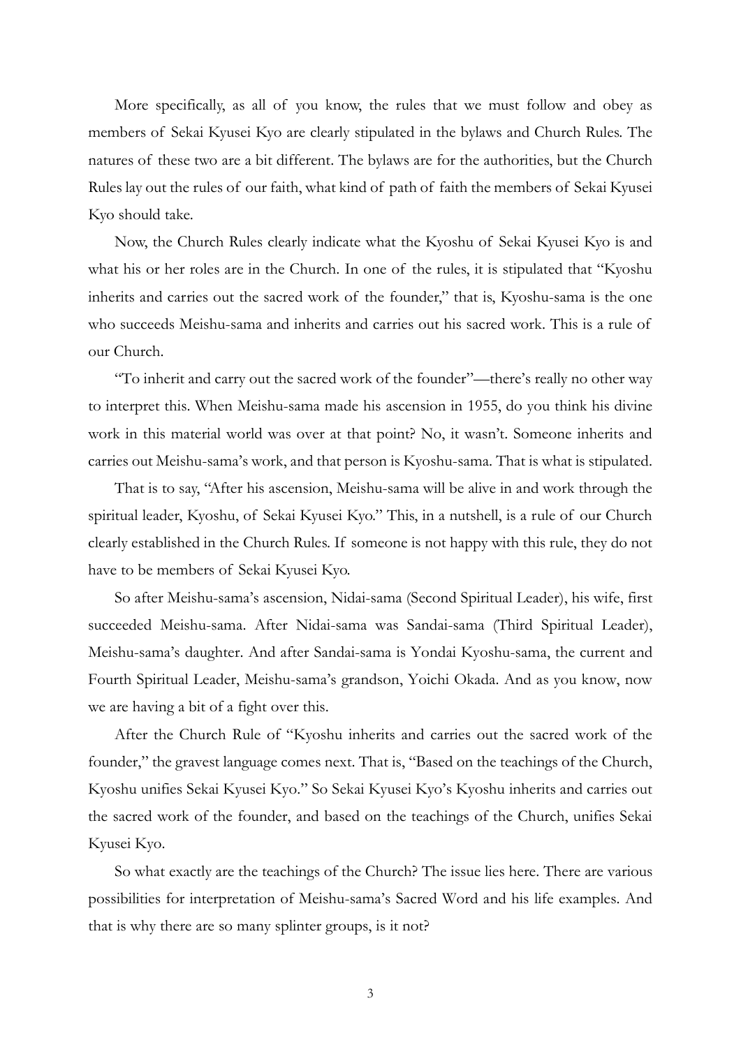More specifically, as all of you know, the rules that we must follow and obey as members of Sekai Kyusei Kyo are clearly stipulated in the bylaws and Church Rules. The natures of these two are a bit different. The bylaws are for the authorities, but the Church Rules lay out the rules of our faith, what kind of path of faith the members of Sekai Kyusei Kyo should take.

Now, the Church Rules clearly indicate what the Kyoshu of Sekai Kyusei Kyo is and what his or her roles are in the Church. In one of the rules, it is stipulated that "Kyoshu inherits and carries out the sacred work of the founder," that is, Kyoshu-sama is the one who succeeds Meishu-sama and inherits and carries out his sacred work. This is a rule of our Church.

"To inherit and carry out the sacred work of the founder"—there's really no other way to interpret this. When Meishu-sama made his ascension in 1955, do you think his divine work in this material world was over at that point? No, it wasn't. Someone inherits and carries out Meishu-sama's work, and that person is Kyoshu-sama. That is what is stipulated.

That is to say, "After his ascension, Meishu-sama will be alive in and work through the spiritual leader, Kyoshu, of Sekai Kyusei Kyo." This, in a nutshell, is a rule of our Church clearly established in the Church Rules. If someone is not happy with this rule, they do not have to be members of Sekai Kyusei Kyo.

So after Meishu-sama's ascension, Nidai-sama (Second Spiritual Leader), his wife, first succeeded Meishu-sama. After Nidai-sama was Sandai-sama (Third Spiritual Leader), Meishu-sama's daughter. And after Sandai-sama is Yondai Kyoshu-sama, the current and Fourth Spiritual Leader, Meishu-sama's grandson, Yoichi Okada. And as you know, now we are having a bit of a fight over this.

After the Church Rule of "Kyoshu inherits and carries out the sacred work of the founder," the gravest language comes next. That is, "Based on the teachings of the Church, Kyoshu unifies Sekai Kyusei Kyo." So Sekai Kyusei Kyo's Kyoshu inherits and carries out the sacred work of the founder, and based on the teachings of the Church, unifies Sekai Kyusei Kyo.

So what exactly are the teachings of the Church? The issue lies here. There are various possibilities for interpretation of Meishu-sama's Sacred Word and his life examples. And that is why there are so many splinter groups, is it not?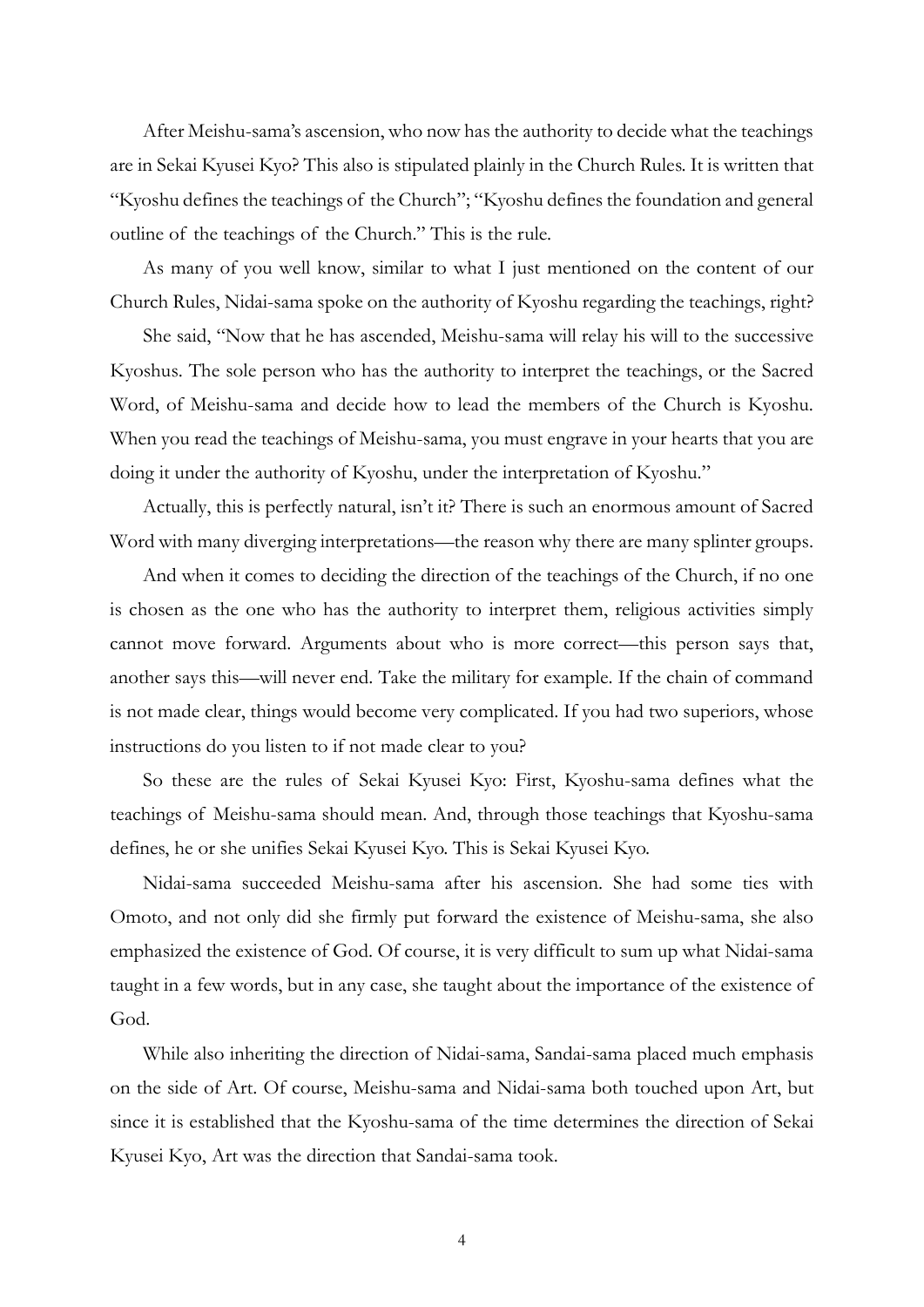After Meishu-sama's ascension, who now has the authority to decide what the teachings are in Sekai Kyusei Kyo? This also is stipulated plainly in the Church Rules. It is written that "Kyoshu defines the teachings of the Church"; "Kyoshu defines the foundation and general outline of the teachings of the Church." This is the rule.

As many of you well know, similar to what I just mentioned on the content of our Church Rules, Nidai-sama spoke on the authority of Kyoshu regarding the teachings, right?

She said, "Now that he has ascended, Meishu-sama will relay his will to the successive Kyoshus. The sole person who has the authority to interpret the teachings, or the Sacred Word, of Meishu-sama and decide how to lead the members of the Church is Kyoshu. When you read the teachings of Meishu-sama, you must engrave in your hearts that you are doing it under the authority of Kyoshu, under the interpretation of Kyoshu."

Actually, this is perfectly natural, isn't it? There is such an enormous amount of Sacred Word with many diverging interpretations—the reason why there are many splinter groups.

And when it comes to deciding the direction of the teachings of the Church, if no one is chosen as the one who has the authority to interpret them, religious activities simply cannot move forward. Arguments about who is more correct—this person says that, another says this—will never end. Take the military for example. If the chain of command is not made clear, things would become very complicated. If you had two superiors, whose instructions do you listen to if not made clear to you?

So these are the rules of Sekai Kyusei Kyo: First, Kyoshu-sama defines what the teachings of Meishu-sama should mean. And, through those teachings that Kyoshu-sama defines, he or she unifies Sekai Kyusei Kyo. This is Sekai Kyusei Kyo.

Nidai-sama succeeded Meishu-sama after his ascension. She had some ties with Omoto, and not only did she firmly put forward the existence of Meishu-sama, she also emphasized the existence of God. Of course, it is very difficult to sum up what Nidai-sama taught in a few words, but in any case, she taught about the importance of the existence of God.

While also inheriting the direction of Nidai-sama, Sandai-sama placed much emphasis on the side of Art. Of course, Meishu-sama and Nidai-sama both touched upon Art, but since it is established that the Kyoshu-sama of the time determines the direction of Sekai Kyusei Kyo, Art was the direction that Sandai-sama took.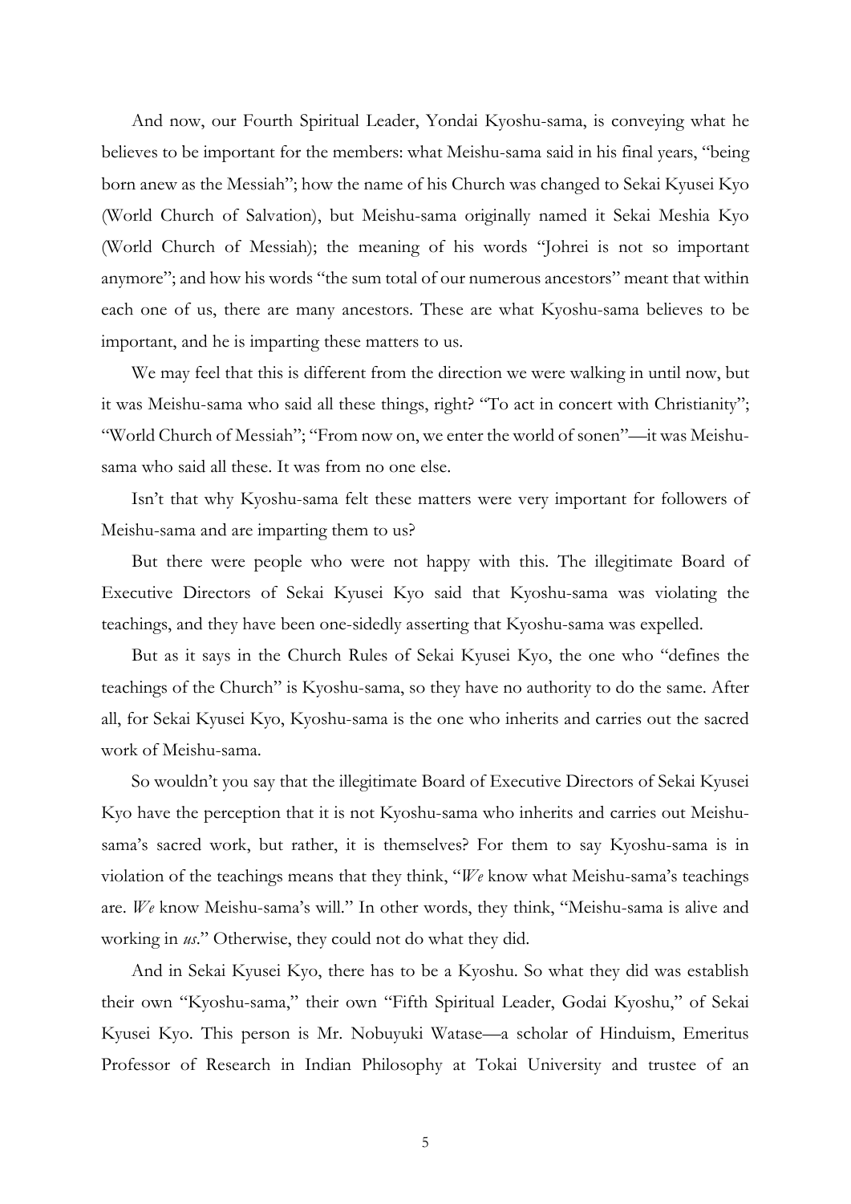And now, our Fourth Spiritual Leader, Yondai Kyoshu-sama, is conveying what he believes to be important for the members: what Meishu-sama said in his final years, "being born anew as the Messiah"; how the name of his Church was changed to Sekai Kyusei Kyo (World Church of Salvation), but Meishu-sama originally named it Sekai Meshia Kyo (World Church of Messiah); the meaning of his words "Johrei is not so important anymore"; and how his words "the sum total of our numerous ancestors" meant that within each one of us, there are many ancestors. These are what Kyoshu-sama believes to be important, and he is imparting these matters to us.

We may feel that this is different from the direction we were walking in until now, but it was Meishu-sama who said all these things, right? "To act in concert with Christianity"; "World Church of Messiah"; "From now on, we enter the world of sonen"—it was Meishu-sama who said all these. It was from no one else.

Isn't that why Kyoshu-sama felt these matters were very important for followers of Meishu-sama and are imparting them to us?

But there were people who were not happy with this. The illegitimate Board of Executive Directors of Sekai Kyusei Kyo said that Kyoshu-sama was violating the teachings, and they have been one-sidedly asserting that Kyoshu-sama was expelled.

But as it says in the Church Rules of Sekai Kyusei Kyo, the one who "defines the teachings of the Church" is Kyoshu-sama, so they have no authority to do the same. After all, for Sekai Kyusei Kyo, Kyoshu-sama is the one who inherits and carries out the sacred work of Meishu-sama.

So wouldn't you say that the illegitimate Board of Executive Directors of Sekai Kyusei Kyo have the perception that it is not Kyoshu-sama who inherits and carries out Meishu-sama's sacred work, but rather, it is themselves? For them to say Kyoshu-sama is in violation of the teachings means that they think, "*We* know what Meishu-sama's teachings are. *We* know Meishu-sama's will." In other words, they think, "Meishu-sama is alive and working in *us*." Otherwise, they could not do what they did.

And in Sekai Kyusei Kyo, there has to be a Kyoshu. So what they did was establish their own "Kyoshu-sama," their own "Fifth Spiritual Leader, Godai Kyoshu," of Sekai Kyusei Kyo. This person is Mr. Nobuyuki Watase—a scholar of Hinduism, Emeritus Professor of Research in Indian Philosophy at Tokai University and trustee of an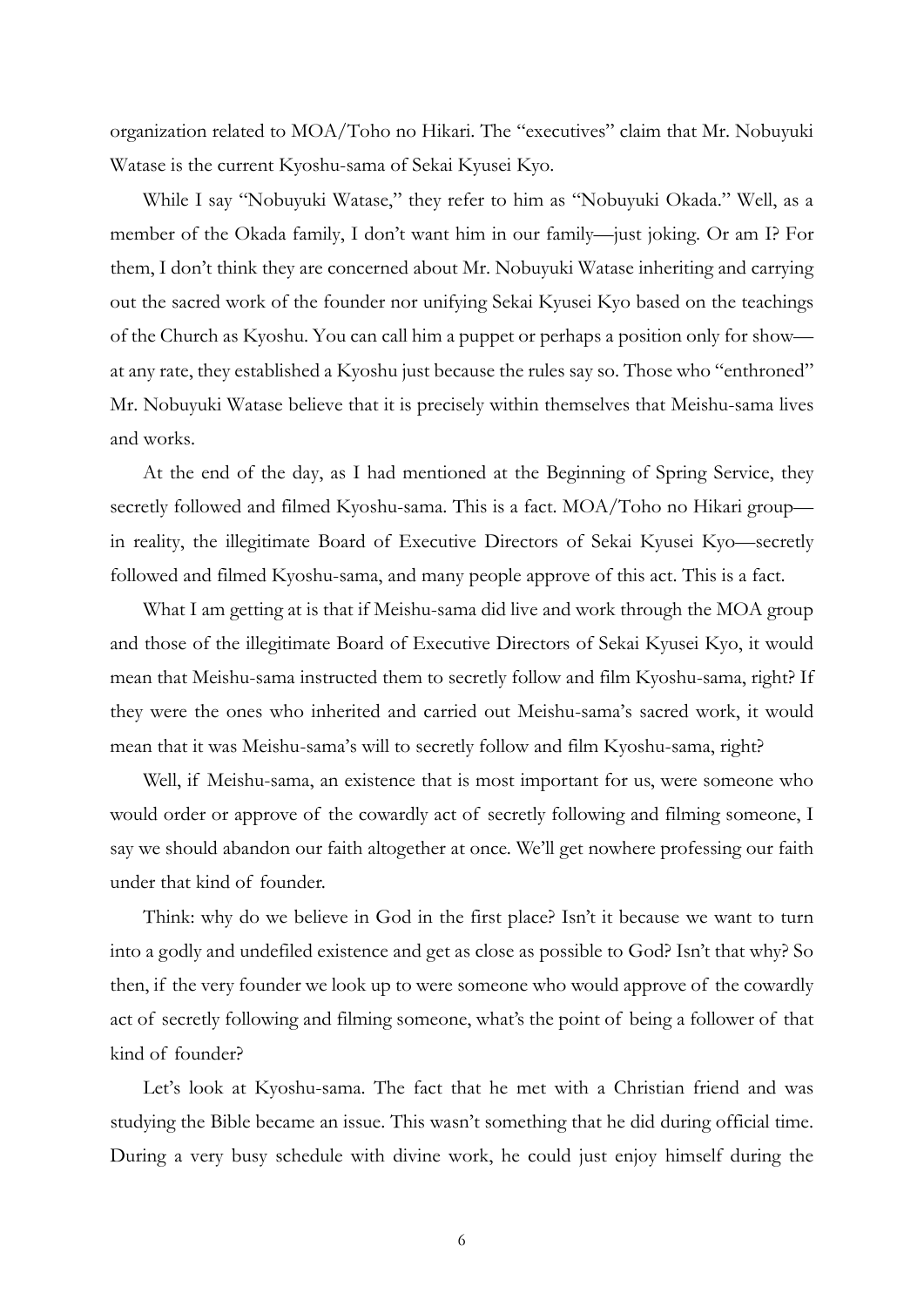organization related to MOA/Toho no Hikari. The "executives" claim that Mr. Nobuyuki Watase is the current Kyoshu-sama of Sekai Kyusei Kyo.

While I say "Nobuyuki Watase," they refer to him as "Nobuyuki Okada." Well, as a member of the Okada family, I don't want him in our family—just joking. Or am I? For them, I don't think they are concerned about Mr. Nobuyuki Watase inheriting and carrying out the sacred work of the founder nor unifying Sekai Kyusei Kyo based on the teachings of the Church as Kyoshu. You can call him a puppet or perhaps a position only for show—at any rate, they established a Kyoshu just because the rules say so. Those who "enthroned" Mr. Nobuyuki Watase believe that it is precisely within themselves that Meishu-sama lives and works.

At the end of the day, as I had mentioned at the Beginning of Spring Service, they secretly followed and filmed Kyoshu-sama. This is a fact. MOA/Toho no Hikari group—in reality, the illegitimate Board of Executive Directors of Sekai Kyusei Kyo—secretly followed and filmed Kyoshu-sama, and many people approve of this act. This is a fact.

What I am getting at is that if Meishu-sama did live and work through the MOA group and those of the illegitimate Board of Executive Directors of Sekai Kyusei Kyo, it would mean that Meishu-sama instructed them to secretly follow and film Kyoshu-sama, right? If they were the ones who inherited and carried out Meishu-sama's sacred work, it would mean that it was Meishu-sama's will to secretly follow and film Kyoshu-sama, right?

Well, if Meishu-sama, an existence that is most important for us, were someone who would order or approve of the cowardly act of secretly following and filming someone, I say we should abandon our faith altogether at once. We'll get nowhere professing our faith under that kind of founder.

Think: why do we believe in God in the first place? Isn't it because we want to turn into a godly and undefiled existence and get as close as possible to God? Isn't that why? So then, if the very founder we look up to were someone who would approve of the cowardly act of secretly following and filming someone, what's the point of being a follower of that kind of founder?

Let's look at Kyoshu-sama. The fact that he met with a Christian friend and was studying the Bible became an issue. This wasn't something that he did during official time. During a very busy schedule with divine work, he could just enjoy himself during the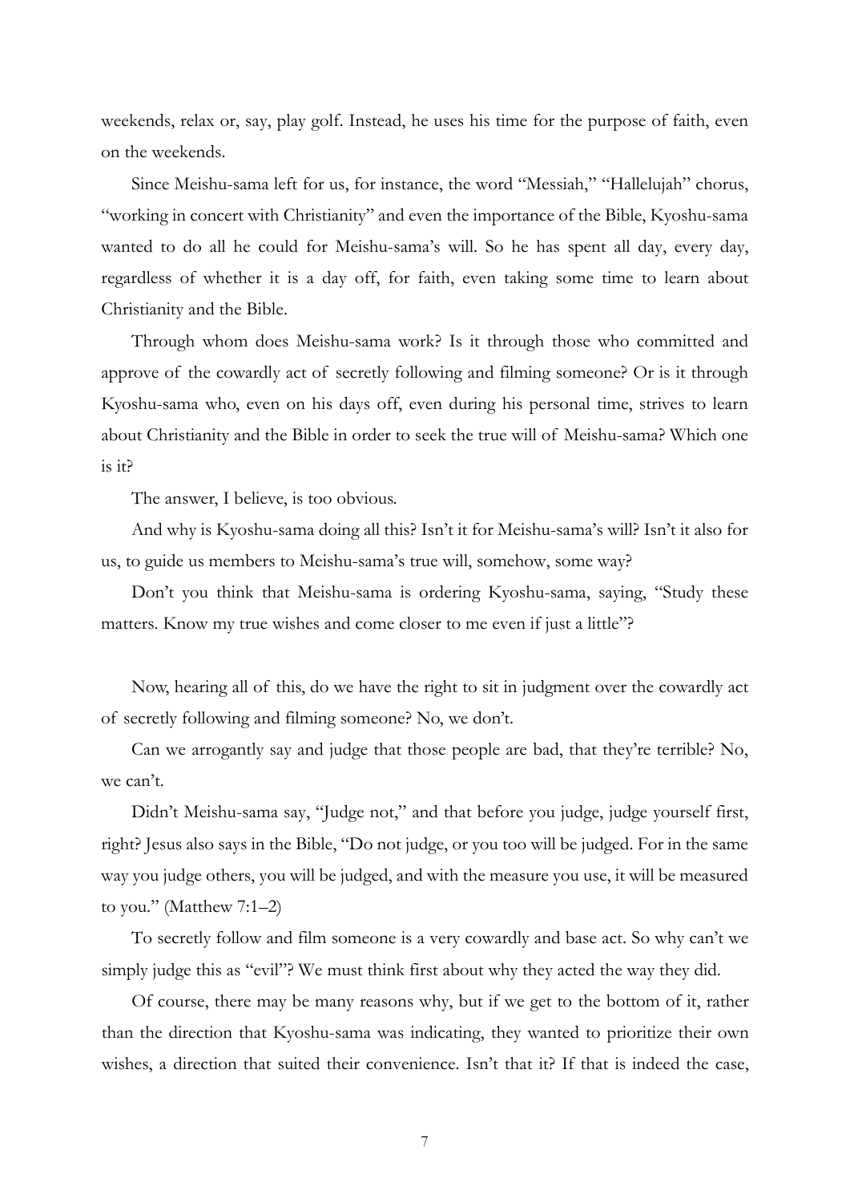weekends, relax or, say, play golf. Instead, he uses his time for the purpose of faith, even on the weekends.

Since Meishu-sama left for us, for instance, the word "Messiah," "Hallelujah" chorus, "working in concert with Christianity" and even the importance of the Bible, Kyoshu-sama wanted to do all he could for Meishu-sama's will. So he has spent all day, every day, regardless of whether it is a day off, for faith, even taking some time to learn about Christianity and the Bible.

Through whom does Meishu-sama work? Is it through those who committed and approve of the cowardly act of secretly following and filming someone? Or is it through Kyoshu-sama who, even on his days off, even during his personal time, strives to learn about Christianity and the Bible in order to seek the true will of Meishu-sama? Which one is it?

The answer, I believe, is too obvious.

And why is Kyoshu-sama doing all this? Isn't it for Meishu-sama's will? Isn't it also for us, to guide us members to Meishu-sama's true will, somehow, some way?

Don't you think that Meishu-sama is ordering Kyoshu-sama, saying, "Study these matters. Know my true wishes and come closer to me even if just a little"?

Now, hearing all of this, do we have the right to sit in judgment over the cowardly act of secretly following and filming someone? No, we don't.

Can we arrogantly say and judge that those people are bad, that they're terrible? No, we can't.

Didn't Meishu-sama say, "Judge not," and that before you judge, judge yourself first, right? Jesus also says in the Bible, "Do not judge, or you too will be judged. For in the same way you judge others, you will be judged, and with the measure you use, it will be measured to you." (Matthew 7:1–2)

To secretly follow and film someone is a very cowardly and base act. So why can't we simply judge this as "evil"? We must think first about why they acted the way they did.

Of course, there may be many reasons why, but if we get to the bottom of it, rather than the direction that Kyoshu-sama was indicating, they wanted to prioritize their own wishes, a direction that suited their convenience. Isn't that it? If that is indeed the case,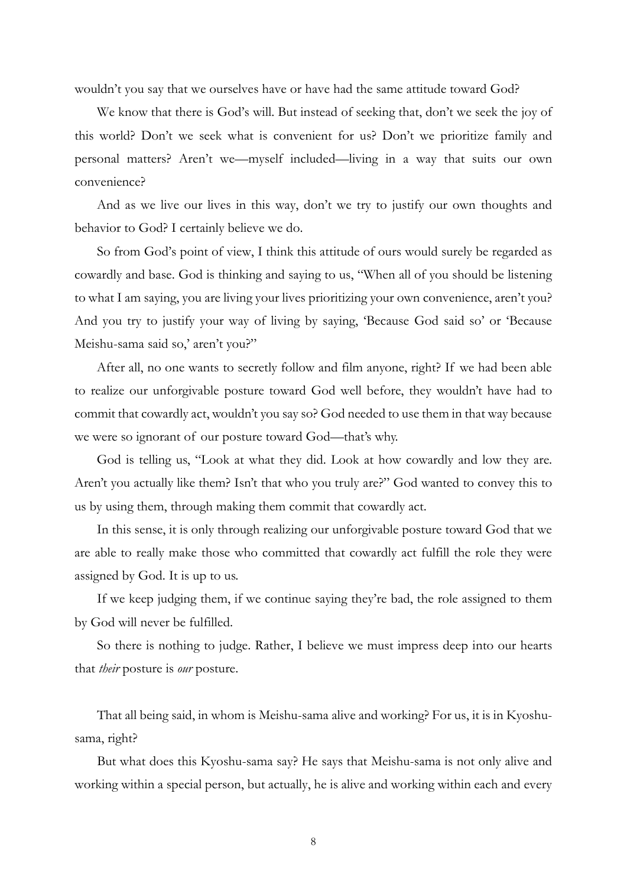wouldn't you say that we ourselves have or have had the same attitude toward God?

We know that there is God's will. But instead of seeking that, don't we seek the joy of this world? Don't we seek what is convenient for us? Don't we prioritize family and personal matters? Aren't we—myself included—living in a way that suits our own convenience?

And as we live our lives in this way, don't we try to justify our own thoughts and behavior to God? I certainly believe we do.

So from God's point of view, I think this attitude of ours would surely be regarded as cowardly and base. God is thinking and saying to us, "When all of you should be listening to what I am saying, you are living your lives prioritizing your own convenience, aren't you? And you try to justify your way of living by saying, 'Because God said so' or 'Because Meishu-sama said so,' aren't you?"

After all, no one wants to secretly follow and film anyone, right? If we had been able to realize our unforgivable posture toward God well before, they wouldn't have had to commit that cowardly act, wouldn't you say so? God needed to use them in that way because we were so ignorant of our posture toward God—that's why.

God is telling us, "Look at what they did. Look at how cowardly and low they are. Aren't you actually like them? Isn't that who you truly are?" God wanted to convey this to us by using them, through making them commit that cowardly act.

In this sense, it is only through realizing our unforgivable posture toward God that we are able to really make those who committed that cowardly act fulfill the role they were assigned by God. It is up to us.

If we keep judging them, if we continue saying they're bad, the role assigned to them by God will never be fulfilled.

So there is nothing to judge. Rather, I believe we must impress deep into our hearts that *their* posture is *our* posture.

That all being said, in whom is Meishu-sama alive and working? For us, it is in Kyoshu-sama, right?

But what does this Kyoshu-sama say? He says that Meishu-sama is not only alive and working within a special person, but actually, he is alive and working within each and every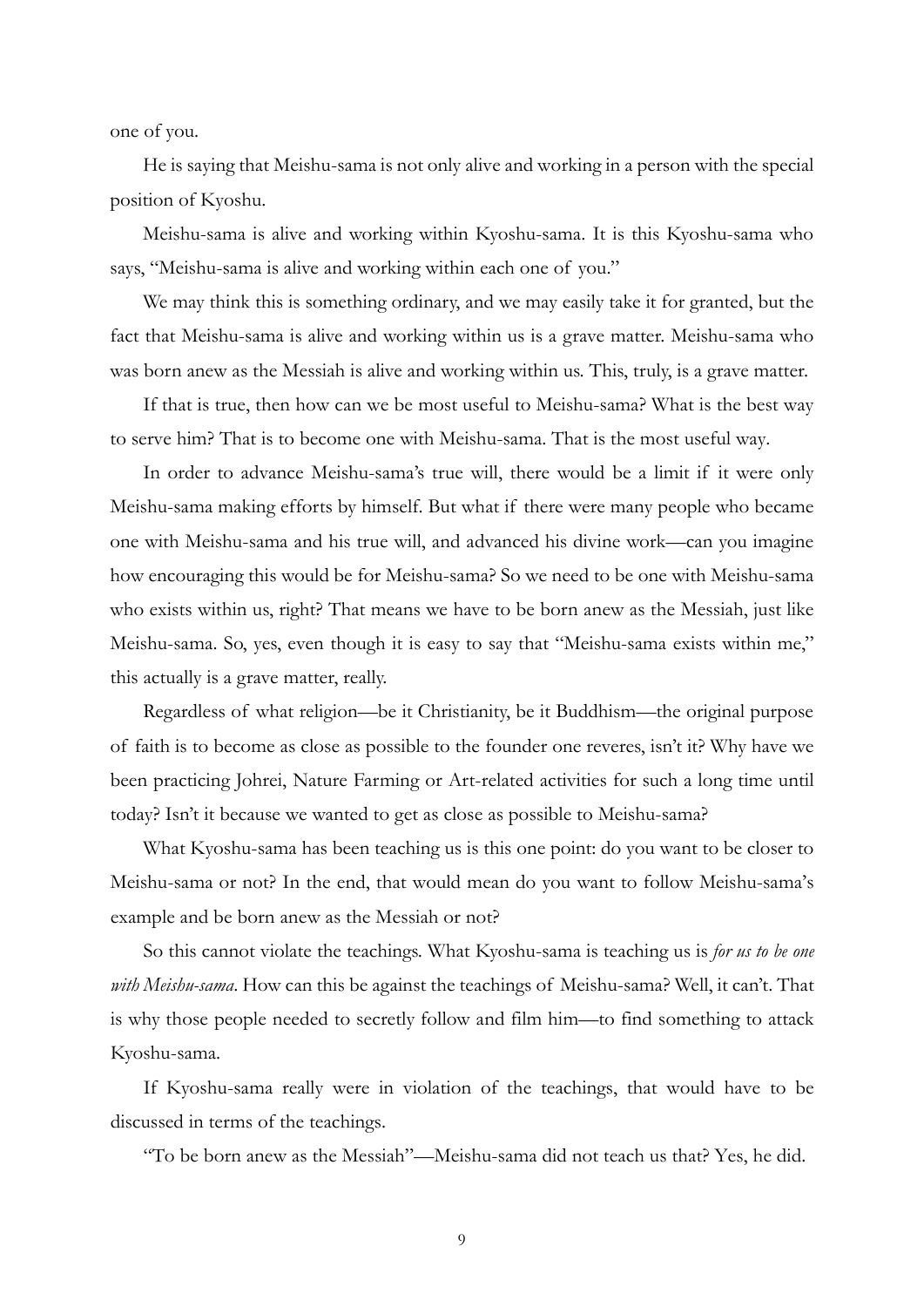one of you.

He is saying that Meishu-sama is not only alive and working in a person with the special position of Kyoshu.

Meishu-sama is alive and working within Kyoshu-sama. It is this Kyoshu-sama who says, "Meishu-sama is alive and working within each one of you."

We may think this is something ordinary, and we may easily take it for granted, but the fact that Meishu-sama is alive and working within us is a grave matter. Meishu-sama who was born anew as the Messiah is alive and working within us. This, truly, is a grave matter.

If that is true, then how can we be most useful to Meishu-sama? What is the best way to serve him? That is to become one with Meishu-sama. That is the most useful way.

In order to advance Meishu-sama's true will, there would be a limit if it were only Meishu-sama making efforts by himself. But what if there were many people who became one with Meishu-sama and his true will, and advanced his divine work—can you imagine how encouraging this would be for Meishu-sama? So we need to be one with Meishu-sama who exists within us, right? That means we have to be born anew as the Messiah, just like Meishu-sama. So, yes, even though it is easy to say that "Meishu-sama exists within me," this actually is a grave matter, really.

Regardless of what religion—be it Christianity, be it Buddhism—the original purpose of faith is to become as close as possible to the founder one reveres, isn't it? Why have we been practicing Johrei, Nature Farming or Art-related activities for such a long time until today? Isn't it because we wanted to get as close as possible to Meishu-sama?

What Kyoshu-sama has been teaching us is this one point: do you want to be closer to Meishu-sama or not? In the end, that would mean do you want to follow Meishu-sama's example and be born anew as the Messiah or not?

So this cannot violate the teachings. What Kyoshu-sama is teaching us is *for us to be one with Meishu-sama*. How can this be against the teachings of Meishu-sama? Well, it can't. That is why those people needed to secretly follow and film him—to find something to attack Kyoshu-sama.

If Kyoshu-sama really were in violation of the teachings, that would have to be discussed in terms of the teachings.

"To be born anew as the Messiah"—Meishu-sama did not teach us that? Yes, he did.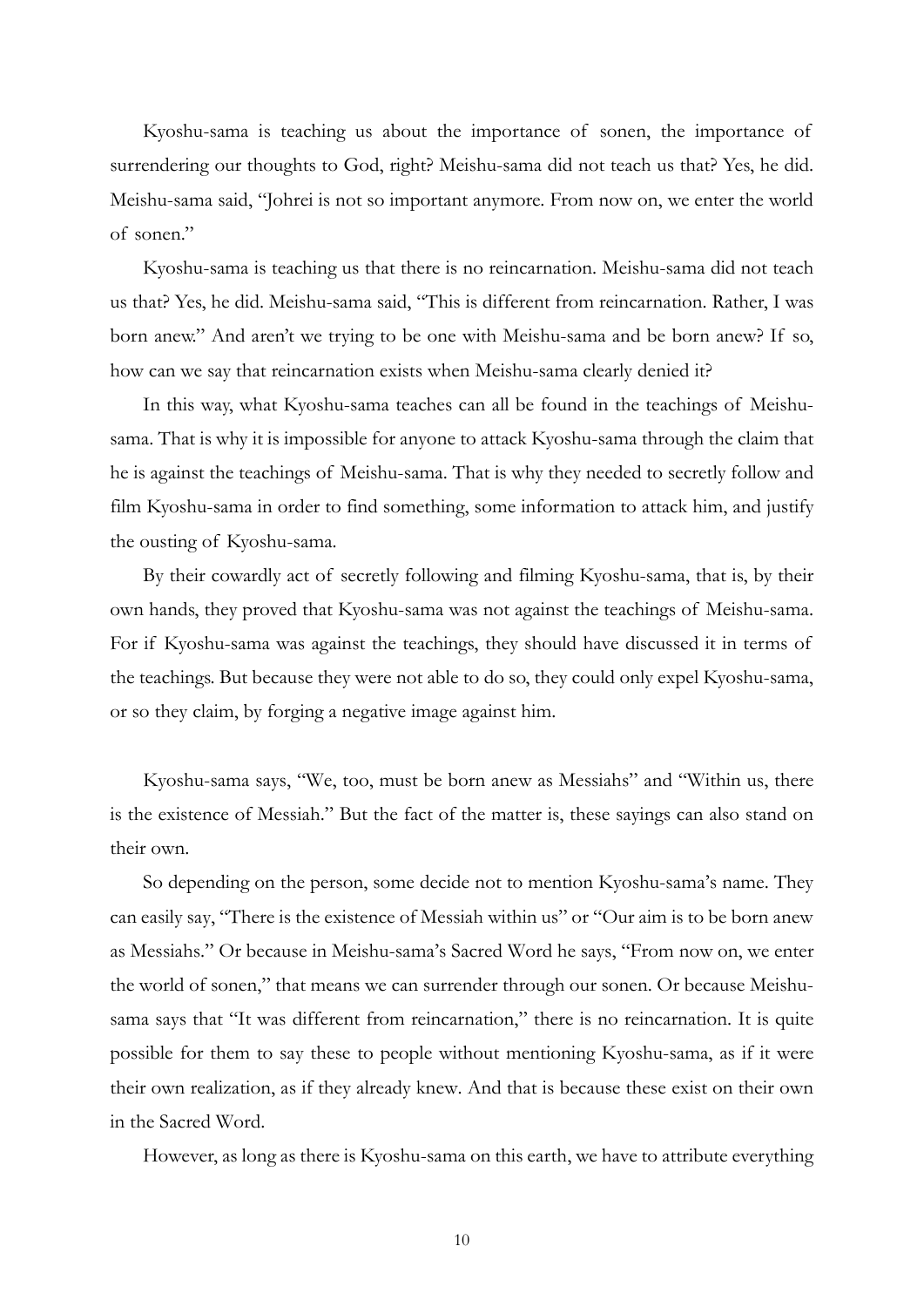Kyoshu-sama is teaching us about the importance of sonen, the importance of surrendering our thoughts to God, right? Meishu-sama did not teach us that? Yes, he did. Meishu-sama said, "Johrei is not so important anymore. From now on, we enter the world of sonen."

Kyoshu-sama is teaching us that there is no reincarnation. Meishu-sama did not teach us that? Yes, he did. Meishu-sama said, "This is different from reincarnation. Rather, I was born anew." And aren't we trying to be one with Meishu-sama and be born anew? If so, how can we say that reincarnation exists when Meishu-sama clearly denied it?

In this way, what Kyoshu-sama teaches can all be found in the teachings of Meishu-sama. That is why it is impossible for anyone to attack Kyoshu-sama through the claim that he is against the teachings of Meishu-sama. That is why they needed to secretly follow and film Kyoshu-sama in order to find something, some information to attack him, and justify the ousting of Kyoshu-sama.

By their cowardly act of secretly following and filming Kyoshu-sama, that is, by their own hands, they proved that Kyoshu-sama was not against the teachings of Meishu-sama. For if Kyoshu-sama was against the teachings, they should have discussed it in terms of the teachings. But because they were not able to do so, they could only expel Kyoshu-sama, or so they claim, by forging a negative image against him.

Kyoshu-sama says, "We, too, must be born anew as Messiahs" and "Within us, there is the existence of Messiah." But the fact of the matter is, these sayings can also stand on their own.

So depending on the person, some decide not to mention Kyoshu-sama's name. They can easily say, "There is the existence of Messiah within us" or "Our aim is to be born anew as Messiahs." Or because in Meishu-sama's Sacred Word he says, "From now on, we enter the world of sonen," that means we can surrender through our sonen. Or because Meishu-sama says that "It was different from reincarnation," there is no reincarnation. It is quite possible for them to say these to people without mentioning Kyoshu-sama, as if it were their own realization, as if they already knew. And that is because these exist on their own in the Sacred Word.

However, as long as there is Kyoshu-sama on this earth, we have to attribute everything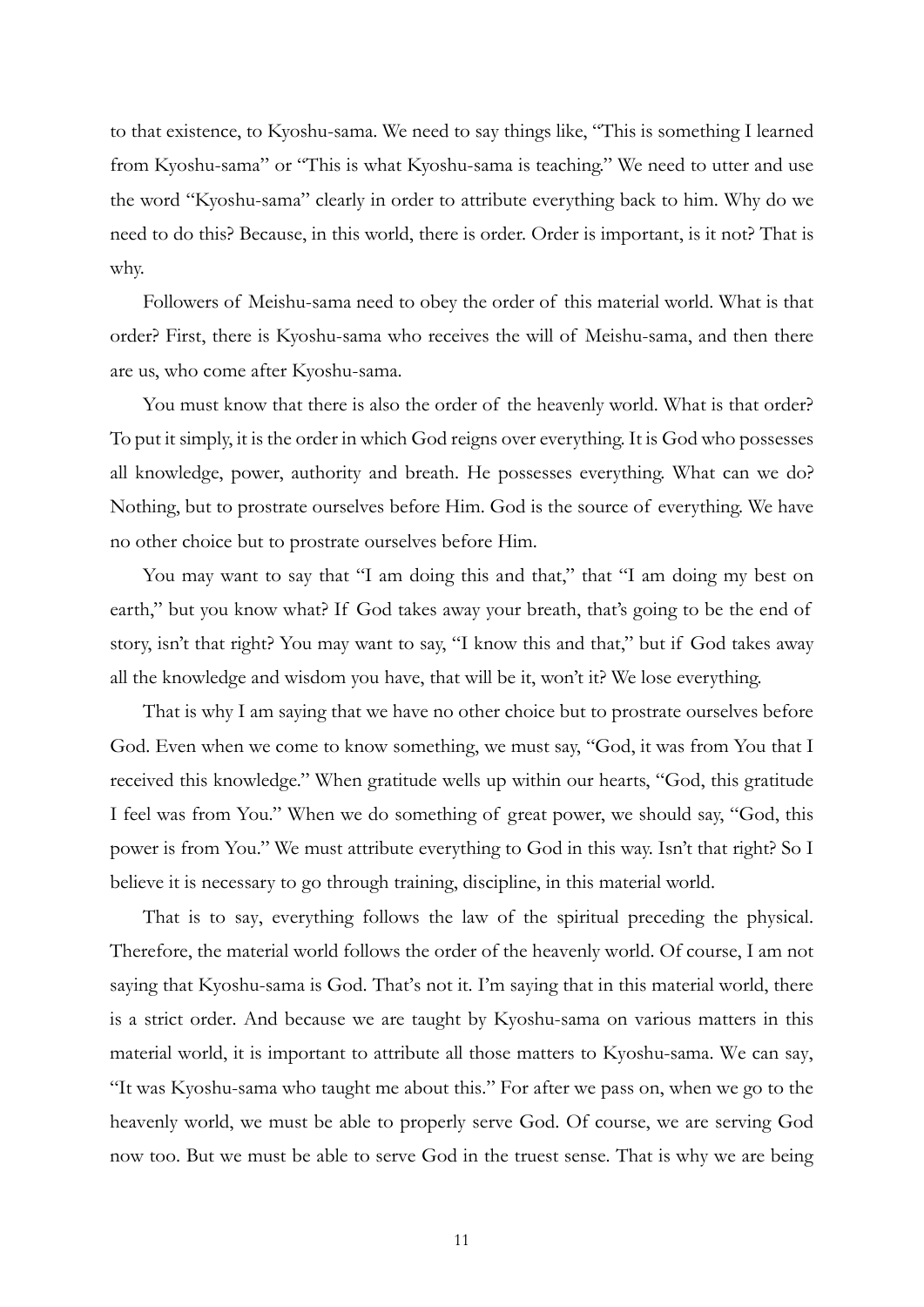to that existence, to Kyoshu-sama. We need to say things like, "This is something I learned from Kyoshu-sama" or "This is what Kyoshu-sama is teaching." We need to utter and use the word "Kyoshu-sama" clearly in order to attribute everything back to him. Why do we need to do this? Because, in this world, there is order. Order is important, is it not? That is why.

Followers of Meishu-sama need to obey the order of this material world. What is that order? First, there is Kyoshu-sama who receives the will of Meishu-sama, and then there are us, who come after Kyoshu-sama.

You must know that there is also the order of the heavenly world. What is that order? To put it simply, it is the order in which God reigns over everything. It is God who possesses all knowledge, power, authority and breath. He possesses everything. What can we do? Nothing, but to prostrate ourselves before Him. God is the source of everything. We have no other choice but to prostrate ourselves before Him.

You may want to say that "I am doing this and that," that "I am doing my best on earth," but you know what? If God takes away your breath, that's going to be the end of story, isn't that right? You may want to say, "I know this and that," but if God takes away all the knowledge and wisdom you have, that will be it, won't it? We lose everything.

That is why I am saying that we have no other choice but to prostrate ourselves before God. Even when we come to know something, we must say, "God, it was from You that I received this knowledge." When gratitude wells up within our hearts, "God, this gratitude I feel was from You." When we do something of great power, we should say, "God, this power is from You." We must attribute everything to God in this way. Isn't that right? So I believe it is necessary to go through training, discipline, in this material world.

That is to say, everything follows the law of the spiritual preceding the physical. Therefore, the material world follows the order of the heavenly world. Of course, I am not saying that Kyoshu-sama is God. That's not it. I'm saying that in this material world, there is a strict order. And because we are taught by Kyoshu-sama on various matters in this material world, it is important to attribute all those matters to Kyoshu-sama. We can say, "It was Kyoshu-sama who taught me about this." For after we pass on, when we go to the heavenly world, we must be able to properly serve God. Of course, we are serving God now too. But we must be able to serve God in the truest sense. That is why we are being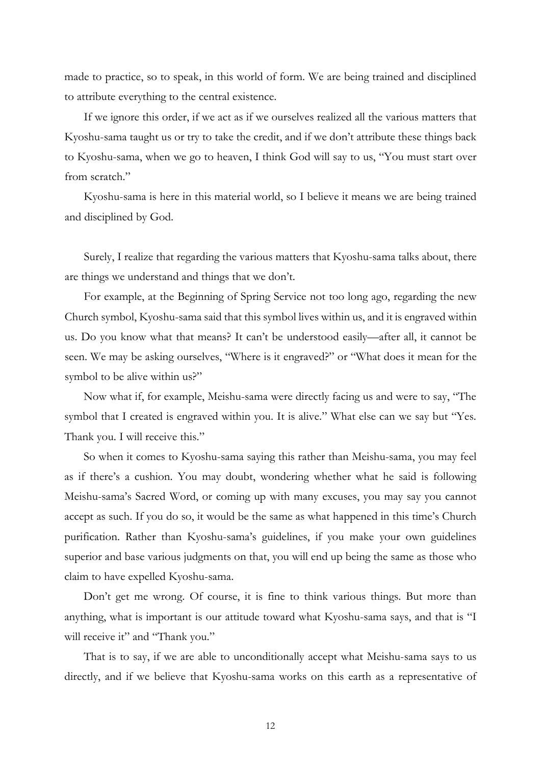made to practice, so to speak, in this world of form. We are being trained and disciplined to attribute everything to the central existence.

If we ignore this order, if we act as if we ourselves realized all the various matters that Kyoshu-sama taught us or try to take the credit, and if we don't attribute these things back to Kyoshu-sama, when we go to heaven, I think God will say to us, "You must start over from scratch."

Kyoshu-sama is here in this material world, so I believe it means we are being trained and disciplined by God.

Surely, I realize that regarding the various matters that Kyoshu-sama talks about, there are things we understand and things that we don't.

For example, at the Beginning of Spring Service not too long ago, regarding the new Church symbol, Kyoshu-sama said that this symbol lives within us, and it is engraved within us. Do you know what that means? It can't be understood easily—after all, it cannot be seen. We may be asking ourselves, "Where is it engraved?" or "What does it mean for the symbol to be alive within us?"

Now what if, for example, Meishu-sama were directly facing us and were to say, "The symbol that I created is engraved within you. It is alive." What else can we say but "Yes. Thank you. I will receive this."

So when it comes to Kyoshu-sama saying this rather than Meishu-sama, you may feel as if there's a cushion. You may doubt, wondering whether what he said is following Meishu-sama's Sacred Word, or coming up with many excuses, you may say you cannot accept as such. If you do so, it would be the same as what happened in this time's Church purification. Rather than Kyoshu-sama's guidelines, if you make your own guidelines superior and base various judgments on that, you will end up being the same as those who claim to have expelled Kyoshu-sama.

Don't get me wrong. Of course, it is fine to think various things. But more than anything, what is important is our attitude toward what Kyoshu-sama says, and that is "I will receive it" and "Thank you."

That is to say, if we are able to unconditionally accept what Meishu-sama says to us directly, and if we believe that Kyoshu-sama works on this earth as a representative of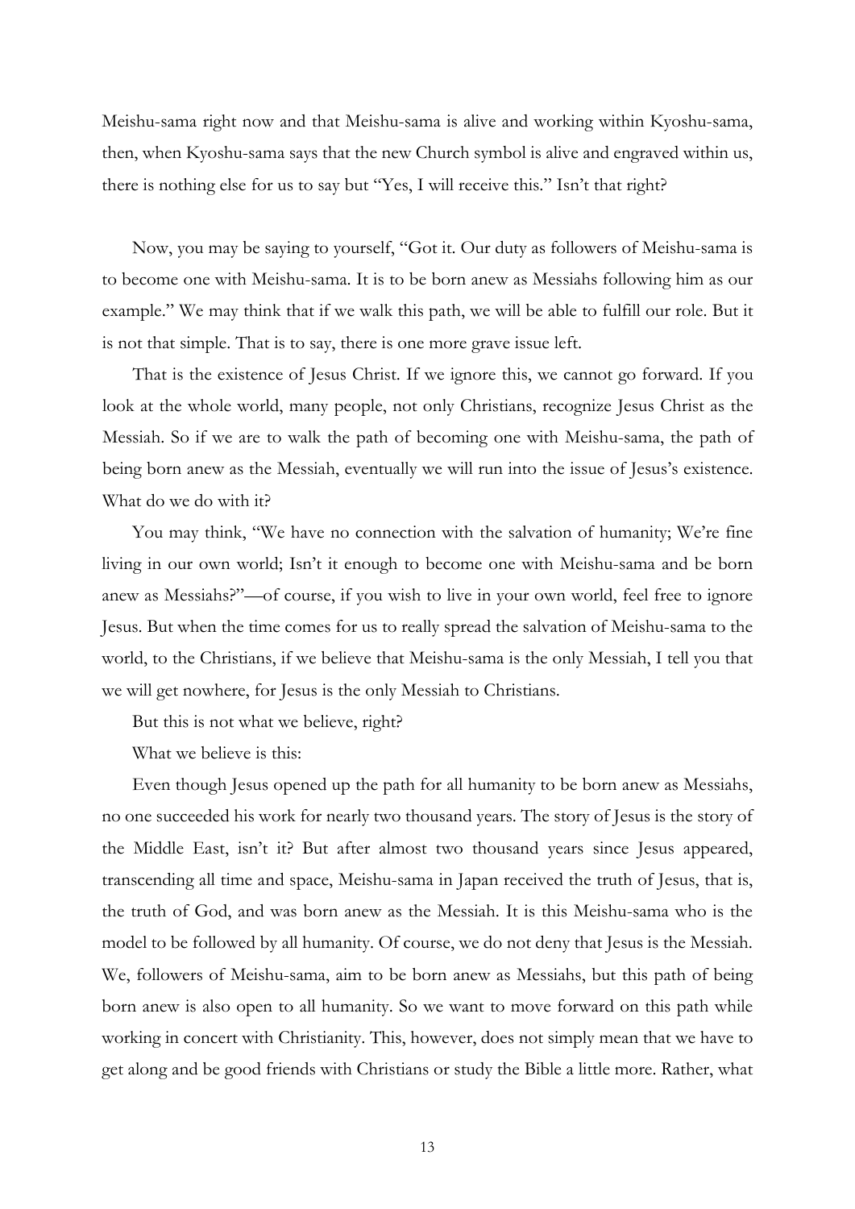Meishu-sama right now and that Meishu-sama is alive and working within Kyoshu-sama, then, when Kyoshu-sama says that the new Church symbol is alive and engraved within us, there is nothing else for us to say but "Yes, I will receive this." Isn't that right?

Now, you may be saying to yourself, "Got it. Our duty as followers of Meishu-sama is to become one with Meishu-sama. It is to be born anew as Messiahs following him as our example." We may think that if we walk this path, we will be able to fulfill our role. But it is not that simple. That is to say, there is one more grave issue left.

That is the existence of Jesus Christ. If we ignore this, we cannot go forward. If you look at the whole world, many people, not only Christians, recognize Jesus Christ as the Messiah. So if we are to walk the path of becoming one with Meishu-sama, the path of being born anew as the Messiah, eventually we will run into the issue of Jesus's existence. What do we do with it?

You may think, "We have no connection with the salvation of humanity; We're fine living in our own world; Isn't it enough to become one with Meishu-sama and be born anew as Messiahs?"—of course, if you wish to live in your own world, feel free to ignore Jesus. But when the time comes for us to really spread the salvation of Meishu-sama to the world, to the Christians, if we believe that Meishu-sama is the only Messiah, I tell you that we will get nowhere, for Jesus is the only Messiah to Christians.

But this is not what we believe, right?

What we believe is this:

Even though Jesus opened up the path for all humanity to be born anew as Messiahs, no one succeeded his work for nearly two thousand years. The story of Jesus is the story of the Middle East, isn't it? But after almost two thousand years since Jesus appeared, transcending all time and space, Meishu-sama in Japan received the truth of Jesus, that is, the truth of God, and was born anew as the Messiah. It is this Meishu-sama who is the model to be followed by all humanity. Of course, we do not deny that Jesus is the Messiah. We, followers of Meishu-sama, aim to be born anew as Messiahs, but this path of being born anew is also open to all humanity. So we want to move forward on this path while working in concert with Christianity. This, however, does not simply mean that we have to get along and be good friends with Christians or study the Bible a little more. Rather, what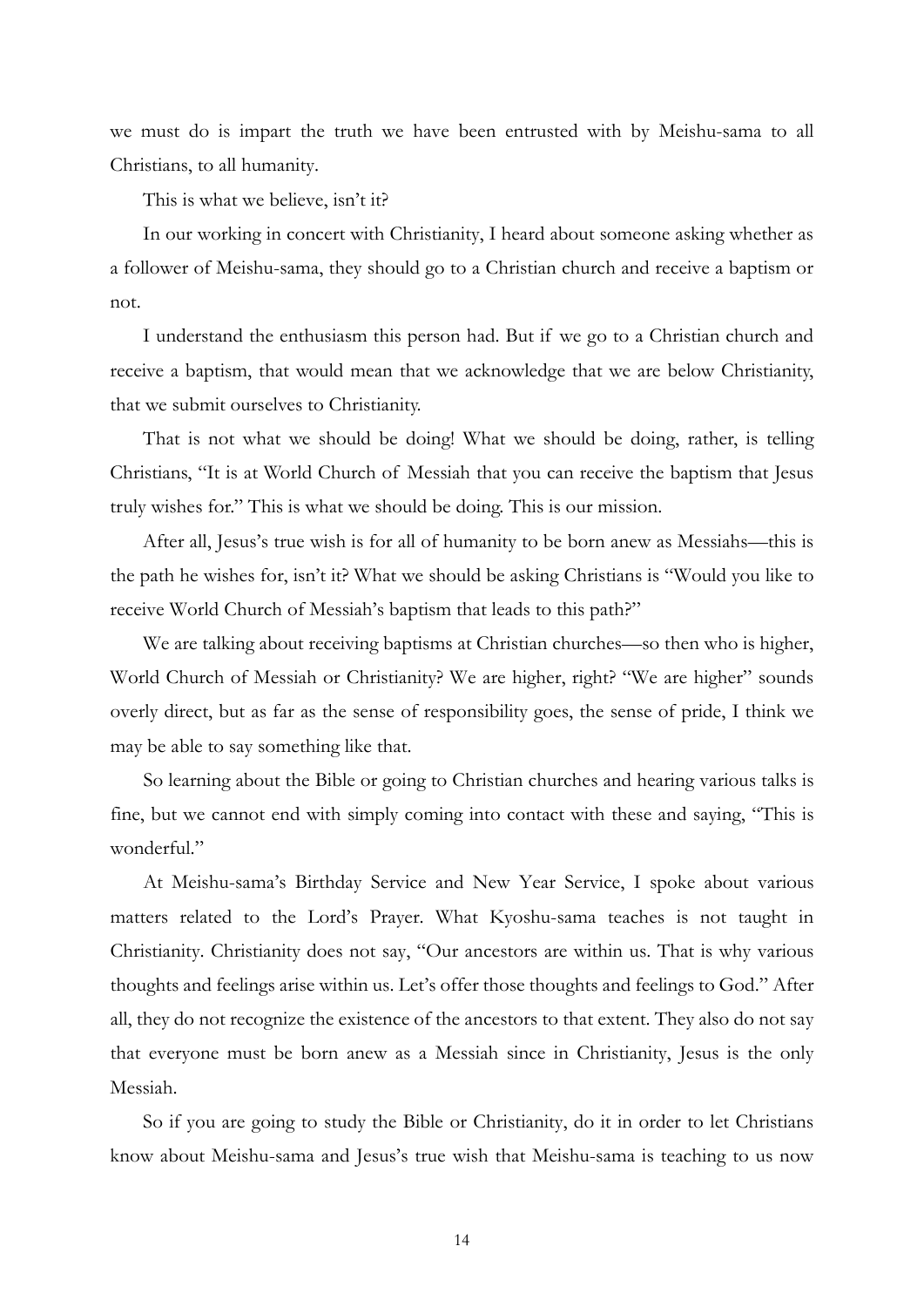we must do is impart the truth we have been entrusted with by Meishu-sama to all Christians, to all humanity.

This is what we believe, isn't it?

In our working in concert with Christianity, I heard about someone asking whether as a follower of Meishu-sama, they should go to a Christian church and receive a baptism or not.

I understand the enthusiasm this person had. But if we go to a Christian church and receive a baptism, that would mean that we acknowledge that we are below Christianity, that we submit ourselves to Christianity.

That is not what we should be doing! What we should be doing, rather, is telling Christians, "It is at World Church of Messiah that you can receive the baptism that Jesus truly wishes for." This is what we should be doing. This is our mission.

After all, Jesus's true wish is for all of humanity to be born anew as Messiahs—this is the path he wishes for, isn't it? What we should be asking Christians is "Would you like to receive World Church of Messiah's baptism that leads to this path?"

We are talking about receiving baptisms at Christian churches—so then who is higher, World Church of Messiah or Christianity? We are higher, right? "We are higher" sounds overly direct, but as far as the sense of responsibility goes, the sense of pride, I think we may be able to say something like that.

So learning about the Bible or going to Christian churches and hearing various talks is fine, but we cannot end with simply coming into contact with these and saying, "This is wonderful."

At Meishu-sama's Birthday Service and New Year Service, I spoke about various matters related to the Lord's Prayer. What Kyoshu-sama teaches is not taught in Christianity. Christianity does not say, "Our ancestors are within us. That is why various thoughts and feelings arise within us. Let's offer those thoughts and feelings to God." After all, they do not recognize the existence of the ancestors to that extent. They also do not say that everyone must be born anew as a Messiah since in Christianity, Jesus is the only Messiah.

So if you are going to study the Bible or Christianity, do it in order to let Christians know about Meishu-sama and Jesus's true wish that Meishu-sama is teaching to us now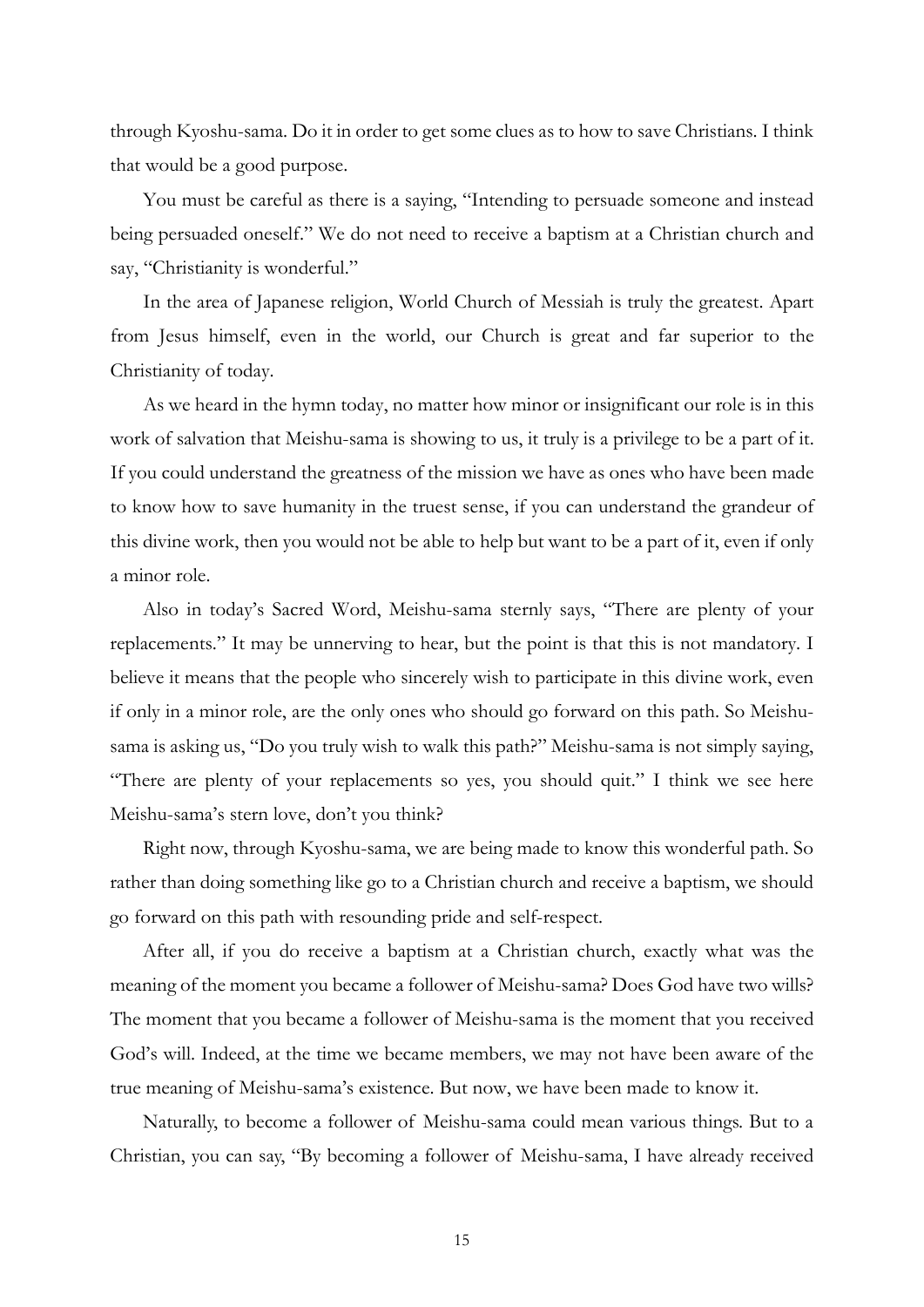through Kyoshu-sama. Do it in order to get some clues as to how to save Christians. I think that would be a good purpose.

You must be careful as there is a saying, "Intending to persuade someone and instead being persuaded oneself." We do not need to receive a baptism at a Christian church and say, "Christianity is wonderful."

In the area of Japanese religion, World Church of Messiah is truly the greatest. Apart from Jesus himself, even in the world, our Church is great and far superior to the Christianity of today.

As we heard in the hymn today, no matter how minor or insignificant our role is in this work of salvation that Meishu-sama is showing to us, it truly is a privilege to be a part of it. If you could understand the greatness of the mission we have as ones who have been made to know how to save humanity in the truest sense, if you can understand the grandeur of this divine work, then you would not be able to help but want to be a part of it, even if only a minor role.

Also in today's Sacred Word, Meishu-sama sternly says, "There are plenty of your replacements." It may be unnerving to hear, but the point is that this is not mandatory. I believe it means that the people who sincerely wish to participate in this divine work, even if only in a minor role, are the only ones who should go forward on this path. So Meishu-sama is asking us, "Do you truly wish to walk this path?" Meishu-sama is not simply saying, "There are plenty of your replacements so yes, you should quit." I think we see here Meishu-sama's stern love, don't you think?

Right now, through Kyoshu-sama, we are being made to know this wonderful path. So rather than doing something like go to a Christian church and receive a baptism, we should go forward on this path with resounding pride and self-respect.

After all, if you do receive a baptism at a Christian church, exactly what was the meaning of the moment you became a follower of Meishu-sama? Does God have two wills? The moment that you became a follower of Meishu-sama is the moment that you received God's will. Indeed, at the time we became members, we may not have been aware of the true meaning of Meishu-sama's existence. But now, we have been made to know it.

Naturally, to become a follower of Meishu-sama could mean various things. But to a Christian, you can say, "By becoming a follower of Meishu-sama, I have already received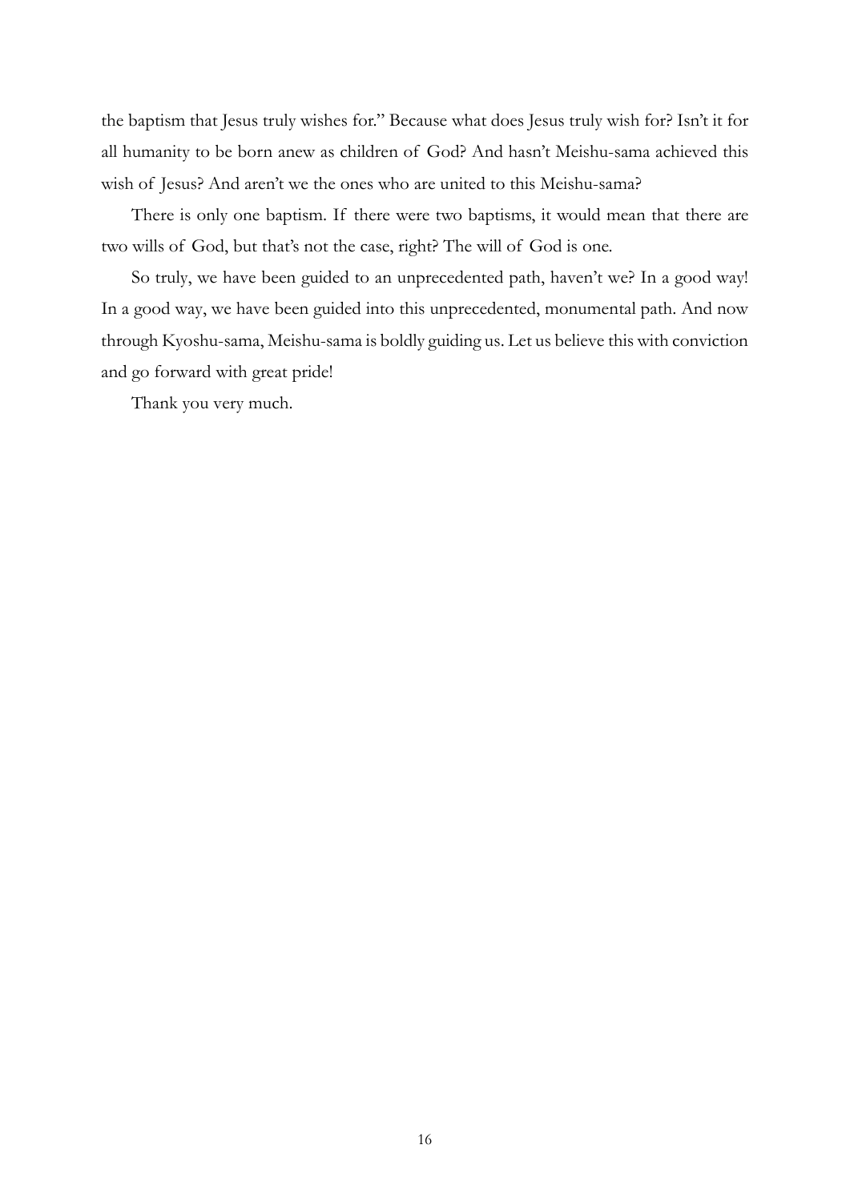the baptism that Jesus truly wishes for." Because what does Jesus truly wish for? Isn't it for all humanity to be born anew as children of God? And hasn't Meishu-sama achieved this wish of Jesus? And aren't we the ones who are united to this Meishu-sama?

There is only one baptism. If there were two baptisms, it would mean that there are two wills of God, but that's not the case, right? The will of God is one.

So truly, we have been guided to an unprecedented path, haven't we? In a good way! In a good way, we have been guided into this unprecedented, monumental path. And now through Kyoshu-sama, Meishu-sama is boldly guiding us. Let us believe this with conviction and go forward with great pride!

Thank you very much.